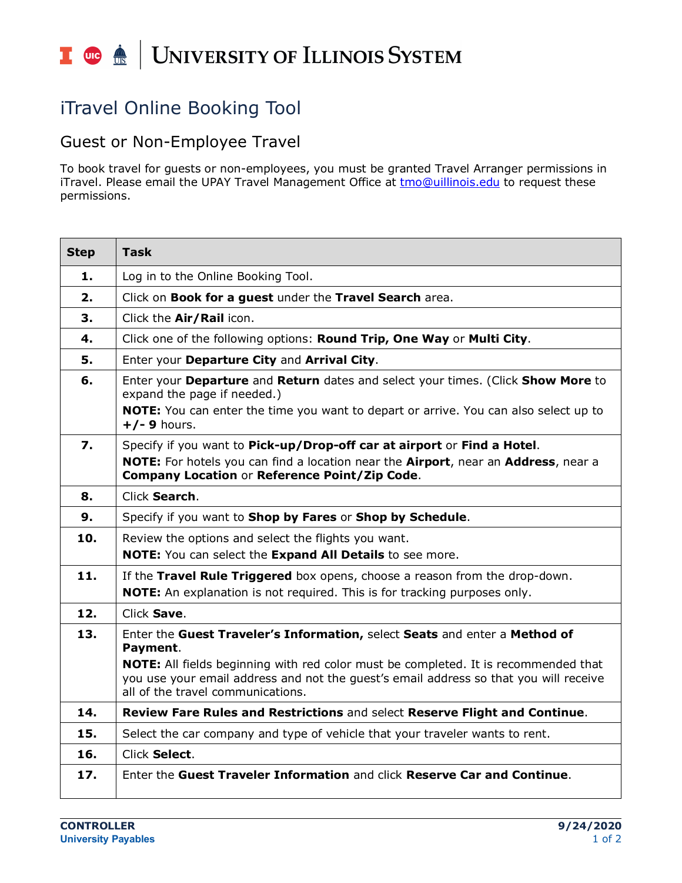# University of Illinois System

# iTravel Online Booking Tool

## Guest or Non-Employee Travel

To book travel for guests or non-employees, you must be granted Travel Arranger permissions in iTravel. Please email the UPAY Travel Management Office at tmo@uillinois.edu to request these permissions.

| Step | Task |
|---|---|
| **1.** | Log in to the Online Booking Tool. |
| **2.** | Click on **Book for a guest** under the **Travel Search** area. |
| **3.** | Click the **Air/Rail** icon. |
| **4.** | Click one of the following options: **Round Trip, One Way** or **Multi City**. |
| **5.** | Enter your **Departure City** and **Arrival City**. |
| **6.** | Enter your **Departure** and **Return** dates and select your times. (Click **Show More** to expand the page if needed.)<br>**NOTE:** You can enter the time you want to depart or arrive. You can also select up to **+/- 9** hours. |
| **7.** | Specify if you want to **Pick-up/Drop-off car at airport** or **Find a Hotel**.<br>**NOTE:** For hotels you can find a location near the **Airport**, near an **Address**, near a **Company Location** or **Reference Point/Zip Code**. |
| **8.** | Click **Search**. |
| **9.** | Specify if you want to **Shop by Fares** or **Shop by Schedule**. |
| **10.** | Review the options and select the flights you want.<br>**NOTE:** You can select the **Expand All Details** to see more. |
| **11.** | If the **Travel Rule Triggered** box opens, choose a reason from the drop-down.<br>**NOTE:** An explanation is not required. This is for tracking purposes only. |
| **12.** | Click **Save**. |
| **13.** | Enter the **Guest Traveler's Information,** select **Seats** and enter a **Method of Payment**.<br>**NOTE:** All fields beginning with red color must be completed. It is recommended that you use your email address and not the guest's email address so that you will receive all of the travel communications. |
| **14.** | **Review Fare Rules and Restrictions** and select **Reserve Flight and Continue**. |
| **15.** | Select the car company and type of vehicle that your traveler wants to rent. |
| **16.** | Click **Select**. |
| **17.** | Enter the **Guest Traveler Information** and click **Reserve Car and Continue**. |

**CONTROLLER**
**University Payables**

**9/24/2020**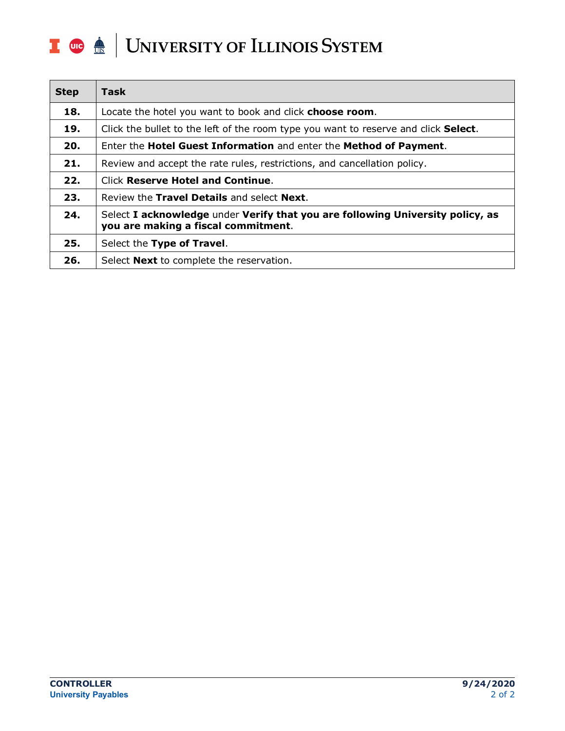| Step | Task |
|---|---|
| **18.** | Locate the hotel you want to book and click **choose room**. |
| **19.** | Click the bullet to the left of the room type you want to reserve and click **Select**. |
| **20.** | Enter the **Hotel Guest Information** and enter the **Method of Payment**. |
| **21.** | Review and accept the rate rules, restrictions, and cancellation policy. |
| **22.** | Click **Reserve Hotel and Continue**. |
| **23.** | Review the **Travel Details** and select **Next**. |
| **24.** | Select **I acknowledge** under **Verify that you are following University policy, as you are making a fiscal commitment**. |
| **25.** | Select the **Type of Travel**. |
| **26.** | Select **Next** to complete the reservation. |